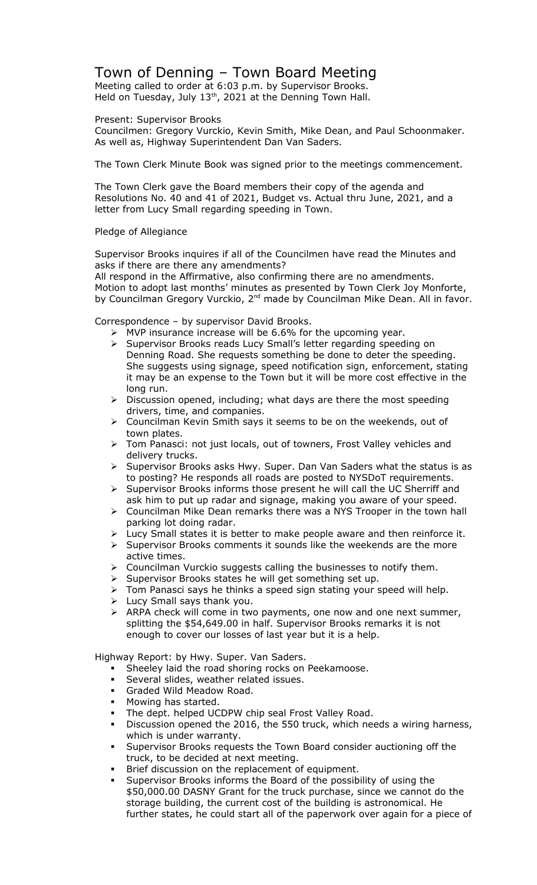# Town of Denning – Town Board Meeting

Meeting called to order at 6:03 p.m. by Supervisor Brooks.
Held on Tuesday, July 13th, 2021 at the Denning Town Hall.

Present: Supervisor Brooks
Councilmen: Gregory Vurckio, Kevin Smith, Mike Dean, and Paul Schoonmaker.
As well as, Highway Superintendent Dan Van Saders.

The Town Clerk Minute Book was signed prior to the meetings commencement.

The Town Clerk gave the Board members their copy of the agenda and Resolutions No. 40 and 41 of 2021, Budget vs. Actual thru June, 2021, and a letter from Lucy Small regarding speeding in Town.

Pledge of Allegiance

Supervisor Brooks inquires if all of the Councilmen have read the Minutes and asks if there are there any amendments?
All respond in the Affirmative, also confirming there are no amendments.
Motion to adopt last months' minutes as presented by Town Clerk Joy Monforte, by Councilman Gregory Vurckio, 2nd made by Councilman Mike Dean. All in favor.

Correspondence – by supervisor David Brooks.

- MVP insurance increase will be 6.6% for the upcoming year.
- Supervisor Brooks reads Lucy Small's letter regarding speeding on Denning Road. She requests something be done to deter the speeding. She suggests using signage, speed notification sign, enforcement, stating it may be an expense to the Town but it will be more cost effective in the long run.
- Discussion opened, including; what days are there the most speeding drivers, time, and companies.
- Councilman Kevin Smith says it seems to be on the weekends, out of town plates.
- Tom Panasci: not just locals, out of towners, Frost Valley vehicles and delivery trucks.
- Supervisor Brooks asks Hwy. Super. Dan Van Saders what the status is as to posting? He responds all roads are posted to NYSDoT requirements.
- Supervisor Brooks informs those present he will call the UC Sherriff and ask him to put up radar and signage, making you aware of your speed.
- Councilman Mike Dean remarks there was a NYS Trooper in the town hall parking lot doing radar.
- Lucy Small states it is better to make people aware and then reinforce it.
- Supervisor Brooks comments it sounds like the weekends are the more active times.
- Councilman Vurckio suggests calling the businesses to notify them.
- Supervisor Brooks states he will get something set up.
- Tom Panasci says he thinks a speed sign stating your speed will help.
- Lucy Small says thank you.
- ARPA check will come in two payments, one now and one next summer, splitting the $54,649.00 in half. Supervisor Brooks remarks it is not enough to cover our losses of last year but it is a help.

Highway Report: by Hwy. Super. Van Saders.

- Sheeley laid the road shoring rocks on Peekamoose.
- Several slides, weather related issues.
- Graded Wild Meadow Road.
- Mowing has started.
- The dept. helped UCDPW chip seal Frost Valley Road.
- Discussion opened the 2016, the 550 truck, which needs a wiring harness, which is under warranty.
- Supervisor Brooks requests the Town Board consider auctioning off the truck, to be decided at next meeting.
- Brief discussion on the replacement of equipment.
- Supervisor Brooks informs the Board of the possibility of using the $50,000.00 DASNY Grant for the truck purchase, since we cannot do the storage building, the current cost of the building is astronomical. He further states, he could start all of the paperwork over again for a piece of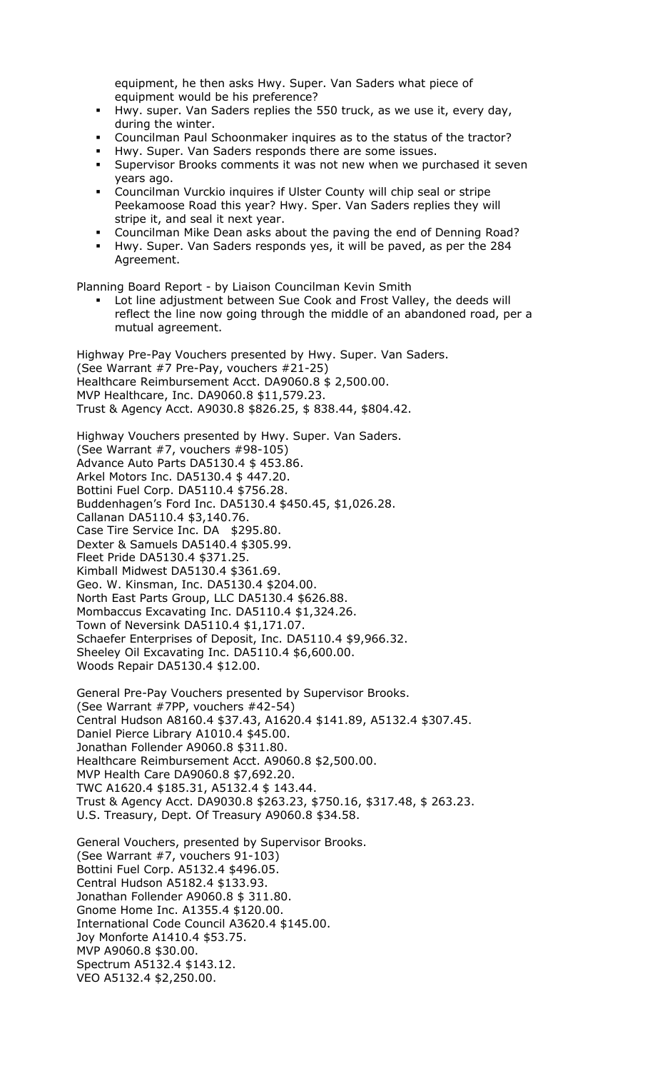equipment, he then asks Hwy. Super. Van Saders what piece of equipment would be his preference?

- Hwy. super. Van Saders replies the 550 truck, as we use it, every day, during the winter.
- Councilman Paul Schoonmaker inquires as to the status of the tractor?
- Hwy. Super. Van Saders responds there are some issues.
- Supervisor Brooks comments it was not new when we purchased it seven years ago.
- Councilman Vurckio inquires if Ulster County will chip seal or stripe Peekamoose Road this year? Hwy. Sper. Van Saders replies they will stripe it, and seal it next year.
- Councilman Mike Dean asks about the paving the end of Denning Road?
- Hwy. Super. Van Saders responds yes, it will be paved, as per the 284 Agreement.

Planning Board Report - by Liaison Councilman Kevin Smith

- Lot line adjustment between Sue Cook and Frost Valley, the deeds will reflect the line now going through the middle of an abandoned road, per a mutual agreement.

Highway Pre-Pay Vouchers presented by Hwy. Super. Van Saders.
(See Warrant #7 Pre-Pay, vouchers #21-25)
Healthcare Reimbursement Acct. DA9060.8 $ 2,500.00.
MVP Healthcare, Inc. DA9060.8 $11,579.23.
Trust & Agency Acct. A9030.8 $826.25, $ 838.44, $804.42.

Highway Vouchers presented by Hwy. Super. Van Saders.
(See Warrant #7, vouchers #98-105)
Advance Auto Parts DA5130.4 $ 453.86.
Arkel Motors Inc. DA5130.4 $ 447.20.
Bottini Fuel Corp. DA5110.4 $756.28.
Buddenhagen's Ford Inc. DA5130.4 $450.45, $1,026.28.
Callanan DA5110.4 $3,140.76.
Case Tire Service Inc. DA $295.80.
Dexter & Samuels DA5140.4 $305.99.
Fleet Pride DA5130.4 $371.25.
Kimball Midwest DA5130.4 $361.69.
Geo. W. Kinsman, Inc. DA5130.4 $204.00.
North East Parts Group, LLC DA5130.4 $626.88.
Mombaccus Excavating Inc. DA5110.4 $1,324.26.
Town of Neversink DA5110.4 $1,171.07.
Schaefer Enterprises of Deposit, Inc. DA5110.4 $9,966.32.
Sheeley Oil Excavating Inc. DA5110.4 $6,600.00.
Woods Repair DA5130.4 $12.00.

General Pre-Pay Vouchers presented by Supervisor Brooks.
(See Warrant #7PP, vouchers #42-54)
Central Hudson A8160.4 $37.43, A1620.4 $141.89, A5132.4 $307.45.
Daniel Pierce Library A1010.4 $45.00.
Jonathan Follender A9060.8 $311.80.
Healthcare Reimbursement Acct. A9060.8 $2,500.00.
MVP Health Care DA9060.8 $7,692.20.
TWC A1620.4 $185.31, A5132.4 $ 143.44.
Trust & Agency Acct. DA9030.8 $263.23, $750.16, $317.48, $ 263.23.
U.S. Treasury, Dept. Of Treasury A9060.8 $34.58.

General Vouchers, presented by Supervisor Brooks.
(See Warrant #7, vouchers 91-103)
Bottini Fuel Corp. A5132.4 $496.05.
Central Hudson A5182.4 $133.93.
Jonathan Follender A9060.8 $ 311.80.
Gnome Home Inc. A1355.4 $120.00.
International Code Council A3620.4 $145.00.
Joy Monforte A1410.4 $53.75.
MVP A9060.8 $30.00.
Spectrum A5132.4 $143.12.
VEO A5132.4 $2,250.00.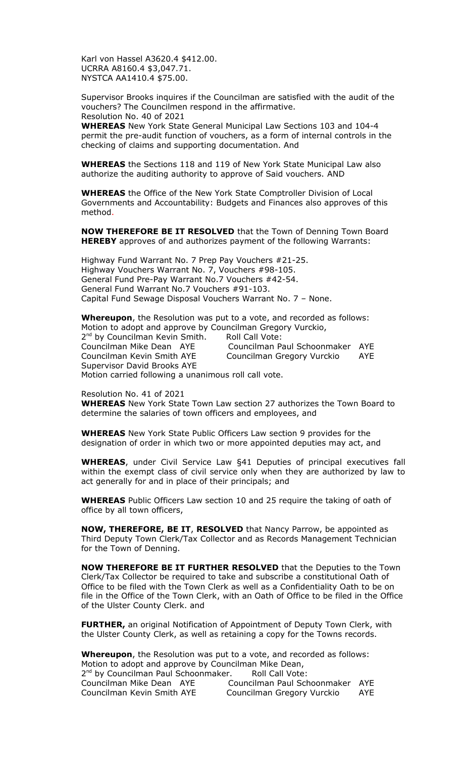Karl von Hassel A3620.4 $412.00.
UCRRA A8160.4 $3,047.71.
NYSTCA AA1410.4 $75.00.

Supervisor Brooks inquires if the Councilman are satisfied with the audit of the vouchers? The Councilmen respond in the affirmative.
Resolution No. 40 of 2021

**WHEREAS** New York State General Municipal Law Sections 103 and 104-4 permit the pre-audit function of vouchers, as a form of internal controls in the checking of claims and supporting documentation. And

**WHEREAS** the Sections 118 and 119 of New York State Municipal Law also authorize the auditing authority to approve of Said vouchers. AND

**WHEREAS** the Office of the New York State Comptroller Division of Local Governments and Accountability: Budgets and Finances also approves of this method.

**NOW THEREFORE BE IT RESOLVED** that the Town of Denning Town Board **HEREBY** approves of and authorizes payment of the following Warrants:

Highway Fund Warrant No. 7 Prep Pay Vouchers #21-25.
Highway Vouchers Warrant No. 7, Vouchers #98-105.
General Fund Pre-Pay Warrant No.7 Vouchers #42-54.
General Fund Warrant No.7 Vouchers #91-103.
Capital Fund Sewage Disposal Vouchers Warrant No. 7 – None.

**Whereupon**, the Resolution was put to a vote, and recorded as follows:
Motion to adopt and approve by Councilman Gregory Vurckio,
2nd by Councilman Kevin Smith. Roll Call Vote:
Councilman Mike Dean AYE Councilman Paul Schoonmaker AYE
Councilman Kevin Smith AYE Councilman Gregory Vurckio AYE
Supervisor David Brooks AYE
Motion carried following a unanimous roll call vote.

Resolution No. 41 of 2021

**WHEREAS** New York State Town Law section 27 authorizes the Town Board to determine the salaries of town officers and employees, and

**WHEREAS** New York State Public Officers Law section 9 provides for the designation of order in which two or more appointed deputies may act, and

**WHEREAS**, under Civil Service Law §41 Deputies of principal executives fall within the exempt class of civil service only when they are authorized by law to act generally for and in place of their principals; and

**WHEREAS** Public Officers Law section 10 and 25 require the taking of oath of office by all town officers,

**NOW, THEREFORE, BE IT**, **RESOLVED** that Nancy Parrow, be appointed as Third Deputy Town Clerk/Tax Collector and as Records Management Technician for the Town of Denning.

**NOW THEREFORE BE IT FURTHER RESOLVED** that the Deputies to the Town Clerk/Tax Collector be required to take and subscribe a constitutional Oath of Office to be filed with the Town Clerk as well as a Confidentiality Oath to be on file in the Office of the Town Clerk, with an Oath of Office to be filed in the Office of the Ulster County Clerk. and

**FURTHER,** an original Notification of Appointment of Deputy Town Clerk, with the Ulster County Clerk, as well as retaining a copy for the Towns records.

**Whereupon**, the Resolution was put to a vote, and recorded as follows:
Motion to adopt and approve by Councilman Mike Dean,
2nd by Councilman Paul Schoonmaker. Roll Call Vote:
Councilman Mike Dean AYE Councilman Paul Schoonmaker AYE
Councilman Kevin Smith AYE Councilman Gregory Vurckio AYE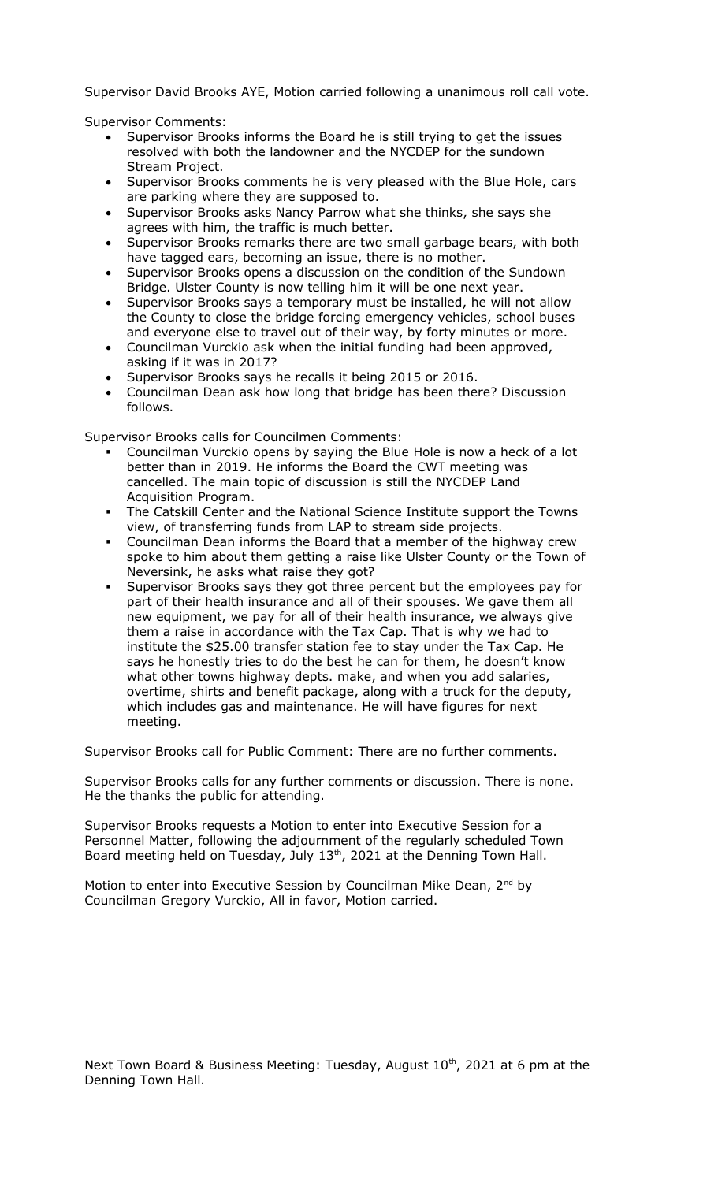Supervisor David Brooks AYE, Motion carried following a unanimous roll call vote.

Supervisor Comments:

- Supervisor Brooks informs the Board he is still trying to get the issues resolved with both the landowner and the NYCDEP for the sundown Stream Project.
- Supervisor Brooks comments he is very pleased with the Blue Hole, cars are parking where they are supposed to.
- Supervisor Brooks asks Nancy Parrow what she thinks, she says she agrees with him, the traffic is much better.
- Supervisor Brooks remarks there are two small garbage bears, with both have tagged ears, becoming an issue, there is no mother.
- Supervisor Brooks opens a discussion on the condition of the Sundown Bridge. Ulster County is now telling him it will be one next year.
- Supervisor Brooks says a temporary must be installed, he will not allow the County to close the bridge forcing emergency vehicles, school buses and everyone else to travel out of their way, by forty minutes or more.
- Councilman Vurckio ask when the initial funding had been approved, asking if it was in 2017?
- Supervisor Brooks says he recalls it being 2015 or 2016.
- Councilman Dean ask how long that bridge has been there? Discussion follows.

Supervisor Brooks calls for Councilmen Comments:

- Councilman Vurckio opens by saying the Blue Hole is now a heck of a lot better than in 2019. He informs the Board the CWT meeting was cancelled. The main topic of discussion is still the NYCDEP Land Acquisition Program.
- The Catskill Center and the National Science Institute support the Towns view, of transferring funds from LAP to stream side projects.
- Councilman Dean informs the Board that a member of the highway crew spoke to him about them getting a raise like Ulster County or the Town of Neversink, he asks what raise they got?
- Supervisor Brooks says they got three percent but the employees pay for part of their health insurance and all of their spouses. We gave them all new equipment, we pay for all of their health insurance, we always give them a raise in accordance with the Tax Cap. That is why we had to institute the $25.00 transfer station fee to stay under the Tax Cap. He says he honestly tries to do the best he can for them, he doesn't know what other towns highway depts. make, and when you add salaries, overtime, shirts and benefit package, along with a truck for the deputy, which includes gas and maintenance. He will have figures for next meeting.

Supervisor Brooks call for Public Comment: There are no further comments.

Supervisor Brooks calls for any further comments or discussion. There is none. He the thanks the public for attending.

Supervisor Brooks requests a Motion to enter into Executive Session for a Personnel Matter, following the adjournment of the regularly scheduled Town Board meeting held on Tuesday, July 13th, 2021 at the Denning Town Hall.

Motion to enter into Executive Session by Councilman Mike Dean, 2nd by Councilman Gregory Vurckio, All in favor, Motion carried.

Next Town Board & Business Meeting: Tuesday, August 10th, 2021 at 6 pm at the Denning Town Hall.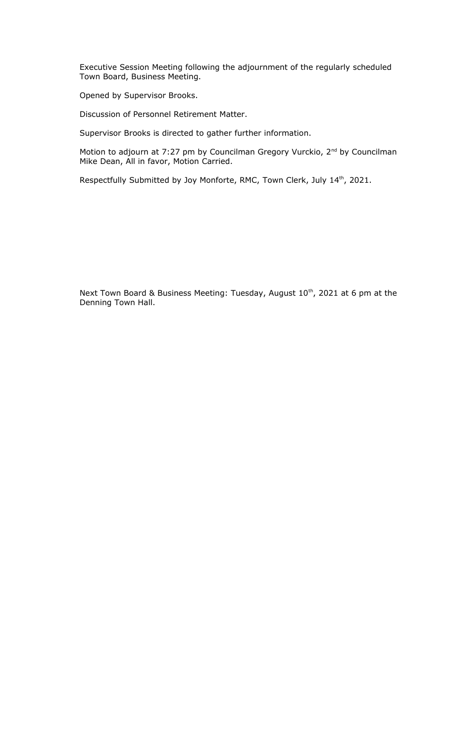Executive Session Meeting following the adjournment of the regularly scheduled Town Board, Business Meeting.

Opened by Supervisor Brooks.

Discussion of Personnel Retirement Matter.

Supervisor Brooks is directed to gather further information.

Motion to adjourn at 7:27 pm by Councilman Gregory Vurckio, 2nd by Councilman Mike Dean, All in favor, Motion Carried.

Respectfully Submitted by Joy Monforte, RMC, Town Clerk, July 14th, 2021.

Next Town Board & Business Meeting: Tuesday, August 10th, 2021 at 6 pm at the Denning Town Hall.